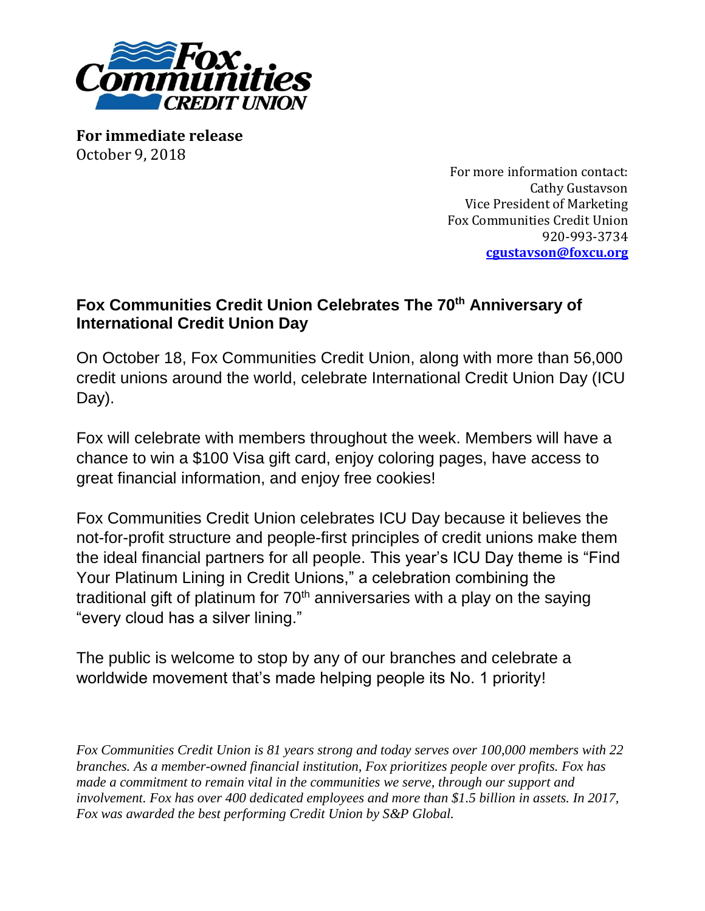**For immediate release**
October 9, 2018

For more information contact:
Cathy Gustavson
Vice President of Marketing
Fox Communities Credit Union
920-993-3734
[cgustavson@foxcu.org](mailto:cgustavson@foxcu.org)

## Fox Communities Credit Union Celebrates The 70th Anniversary of International Credit Union Day

On October 18, Fox Communities Credit Union, along with more than 56,000 credit unions around the world, celebrate International Credit Union Day (ICU Day).

Fox will celebrate with members throughout the week. Members will have a chance to win a $100 Visa gift card, enjoy coloring pages, have access to great financial information, and enjoy free cookies!

Fox Communities Credit Union celebrates ICU Day because it believes the not-for-profit structure and people-first principles of credit unions make them the ideal financial partners for all people. This year's ICU Day theme is "Find Your Platinum Lining in Credit Unions," a celebration combining the traditional gift of platinum for 70th anniversaries with a play on the saying "every cloud has a silver lining."

The public is welcome to stop by any of our branches and celebrate a worldwide movement that's made helping people its No. 1 priority!

*Fox Communities Credit Union is 81 years strong and today serves over 100,000 members with 22 branches. As a member-owned financial institution, Fox prioritizes people over profits. Fox has made a commitment to remain vital in the communities we serve, through our support and involvement. Fox has over 400 dedicated employees and more than $1.5 billion in assets. In 2017, Fox was awarded the best performing Credit Union by S&P Global.*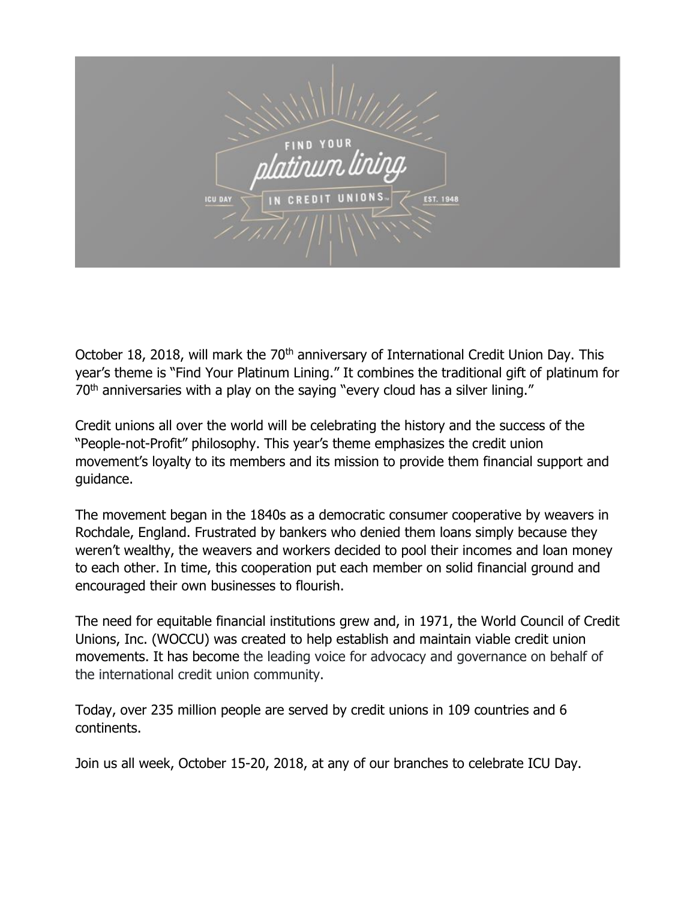FIND YOUR

platinum lining

ICU DAY — IN CREDIT UNIONS™ — EST. 1948

October 18, 2018, will mark the 70th anniversary of International Credit Union Day. This year's theme is "Find Your Platinum Lining." It combines the traditional gift of platinum for 70th anniversaries with a play on the saying "every cloud has a silver lining."

Credit unions all over the world will be celebrating the history and the success of the "People-not-Profit" philosophy. This year's theme emphasizes the credit union movement's loyalty to its members and its mission to provide them financial support and guidance.

The movement began in the 1840s as a democratic consumer cooperative by weavers in Rochdale, England. Frustrated by bankers who denied them loans simply because they weren't wealthy, the weavers and workers decided to pool their incomes and loan money to each other. In time, this cooperation put each member on solid financial ground and encouraged their own businesses to flourish.

The need for equitable financial institutions grew and, in 1971, the World Council of Credit Unions, Inc. (WOCCU) was created to help establish and maintain viable credit union movements. It has become the leading voice for advocacy and governance on behalf of the international credit union community.

Today, over 235 million people are served by credit unions in 109 countries and 6 continents.

Join us all week, October 15-20, 2018, at any of our branches to celebrate ICU Day.